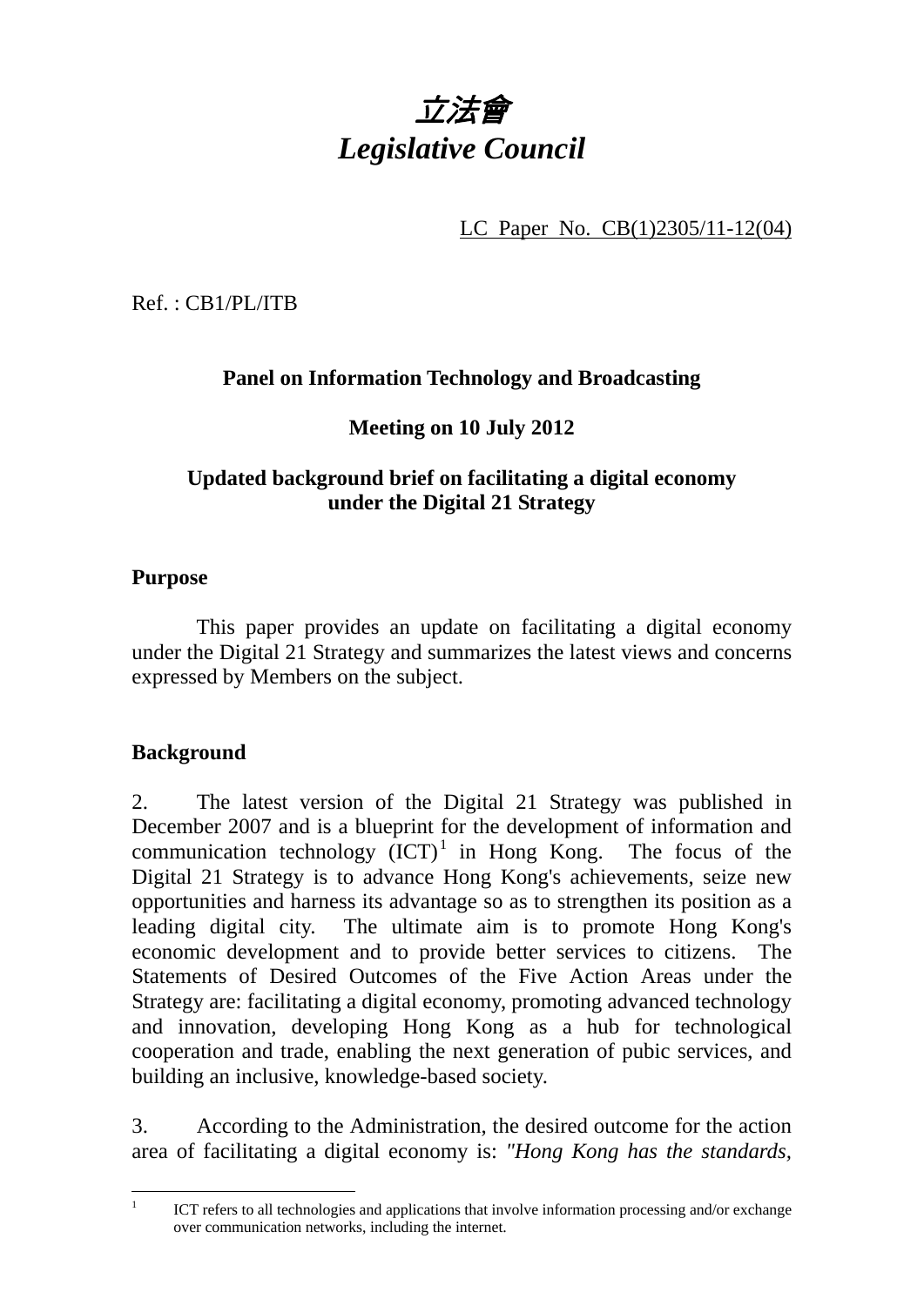# *立法會*
# *Legislative Council*

LC Paper No. CB(1)2305/11-12(04)

Ref. : CB1/PL/ITB

**Panel on Information Technology and Broadcasting**

**Meeting on 10 July 2012**

**Updated background brief on facilitating a digital economy under the Digital 21 Strategy**

## Purpose

This paper provides an update on facilitating a digital economy under the Digital 21 Strategy and summarizes the latest views and concerns expressed by Members on the subject.

## Background

2. The latest version of the Digital 21 Strategy was published in December 2007 and is a blueprint for the development of information and communication technology (ICT)[1] in Hong Kong. The focus of the Digital 21 Strategy is to advance Hong Kong's achievements, seize new opportunities and harness its advantage so as to strengthen its position as a leading digital city. The ultimate aim is to promote Hong Kong's economic development and to provide better services to citizens. The Statements of Desired Outcomes of the Five Action Areas under the Strategy are: facilitating a digital economy, promoting advanced technology and innovation, developing Hong Kong as a hub for technological cooperation and trade, enabling the next generation of pubic services, and building an inclusive, knowledge-based society.

3. According to the Administration, the desired outcome for the action area of facilitating a digital economy is: *"Hong Kong has the standards,*

---

[1] ICT refers to all technologies and applications that involve information processing and/or exchange over communication networks, including the internet.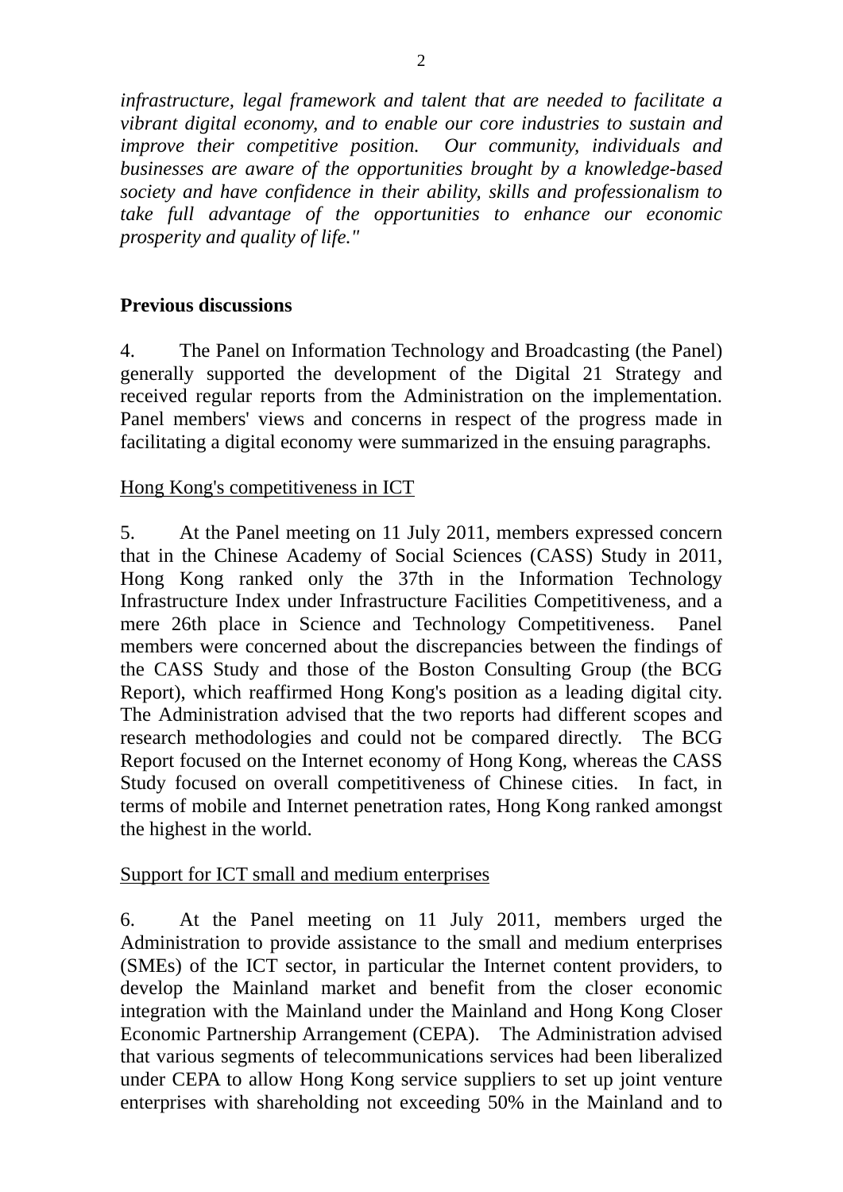*infrastructure, legal framework and talent that are needed to facilitate a vibrant digital economy, and to enable our core industries to sustain and improve their competitive position. Our community, individuals and businesses are aware of the opportunities brought by a knowledge-based society and have confidence in their ability, skills and professionalism to take full advantage of the opportunities to enhance our economic prosperity and quality of life."*

**Previous discussions**

4. The Panel on Information Technology and Broadcasting (the Panel) generally supported the development of the Digital 21 Strategy and received regular reports from the Administration on the implementation. Panel members' views and concerns in respect of the progress made in facilitating a digital economy were summarized in the ensuing paragraphs.

Hong Kong's competitiveness in ICT

5. At the Panel meeting on 11 July 2011, members expressed concern that in the Chinese Academy of Social Sciences (CASS) Study in 2011, Hong Kong ranked only the 37th in the Information Technology Infrastructure Index under Infrastructure Facilities Competitiveness, and a mere 26th place in Science and Technology Competitiveness. Panel members were concerned about the discrepancies between the findings of the CASS Study and those of the Boston Consulting Group (the BCG Report), which reaffirmed Hong Kong's position as a leading digital city. The Administration advised that the two reports had different scopes and research methodologies and could not be compared directly. The BCG Report focused on the Internet economy of Hong Kong, whereas the CASS Study focused on overall competitiveness of Chinese cities. In fact, in terms of mobile and Internet penetration rates, Hong Kong ranked amongst the highest in the world.

Support for ICT small and medium enterprises

6. At the Panel meeting on 11 July 2011, members urged the Administration to provide assistance to the small and medium enterprises (SMEs) of the ICT sector, in particular the Internet content providers, to develop the Mainland market and benefit from the closer economic integration with the Mainland under the Mainland and Hong Kong Closer Economic Partnership Arrangement (CEPA). The Administration advised that various segments of telecommunications services had been liberalized under CEPA to allow Hong Kong service suppliers to set up joint venture enterprises with shareholding not exceeding 50% in the Mainland and to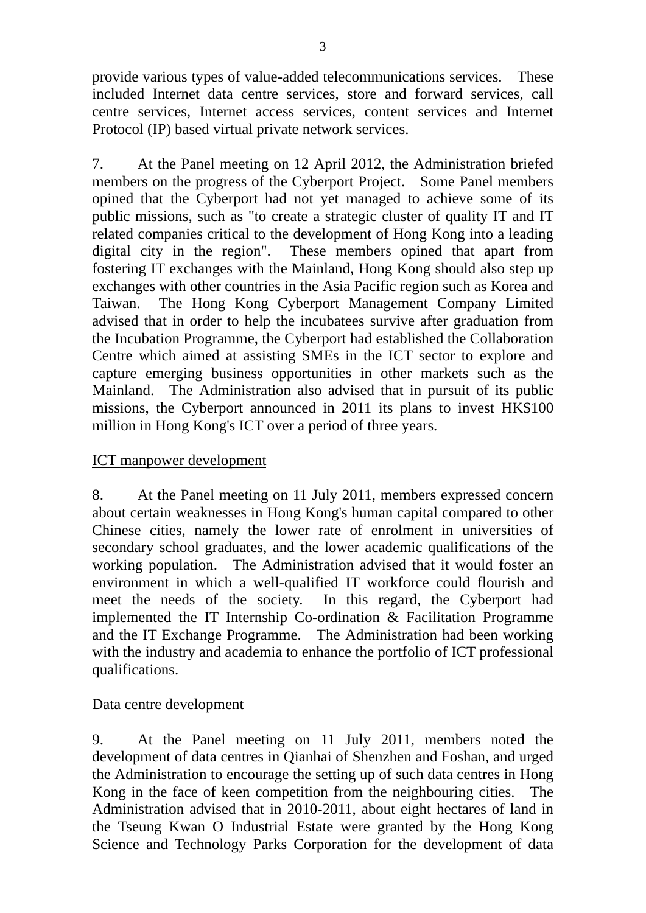provide various types of value-added telecommunications services. These included Internet data centre services, store and forward services, call centre services, Internet access services, content services and Internet Protocol (IP) based virtual private network services.

7. At the Panel meeting on 12 April 2012, the Administration briefed members on the progress of the Cyberport Project. Some Panel members opined that the Cyberport had not yet managed to achieve some of its public missions, such as "to create a strategic cluster of quality IT and IT related companies critical to the development of Hong Kong into a leading digital city in the region". These members opined that apart from fostering IT exchanges with the Mainland, Hong Kong should also step up exchanges with other countries in the Asia Pacific region such as Korea and Taiwan. The Hong Kong Cyberport Management Company Limited advised that in order to help the incubatees survive after graduation from the Incubation Programme, the Cyberport had established the Collaboration Centre which aimed at assisting SMEs in the ICT sector to explore and capture emerging business opportunities in other markets such as the Mainland. The Administration also advised that in pursuit of its public missions, the Cyberport announced in 2011 its plans to invest HK$100 million in Hong Kong's ICT over a period of three years.

ICT manpower development

8. At the Panel meeting on 11 July 2011, members expressed concern about certain weaknesses in Hong Kong's human capital compared to other Chinese cities, namely the lower rate of enrolment in universities of secondary school graduates, and the lower academic qualifications of the working population. The Administration advised that it would foster an environment in which a well-qualified IT workforce could flourish and meet the needs of the society. In this regard, the Cyberport had implemented the IT Internship Co-ordination & Facilitation Programme and the IT Exchange Programme. The Administration had been working with the industry and academia to enhance the portfolio of ICT professional qualifications.

Data centre development

9. At the Panel meeting on 11 July 2011, members noted the development of data centres in Qianhai of Shenzhen and Foshan, and urged the Administration to encourage the setting up of such data centres in Hong Kong in the face of keen competition from the neighbouring cities. The Administration advised that in 2010-2011, about eight hectares of land in the Tseung Kwan O Industrial Estate were granted by the Hong Kong Science and Technology Parks Corporation for the development of data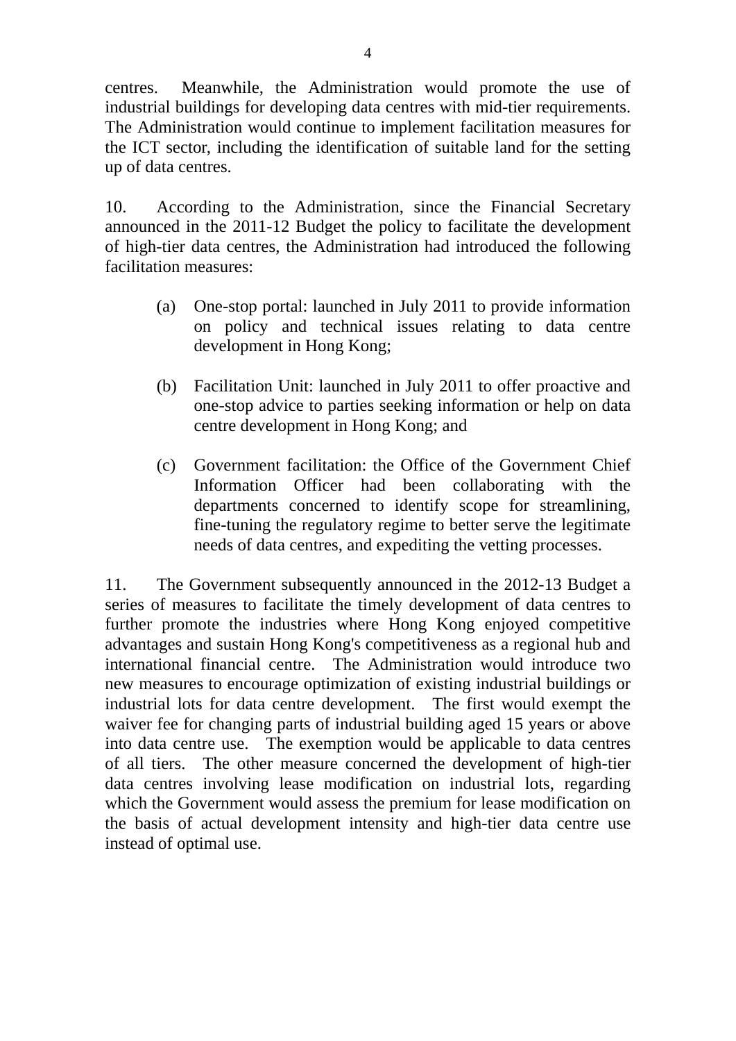centres. Meanwhile, the Administration would promote the use of industrial buildings for developing data centres with mid-tier requirements. The Administration would continue to implement facilitation measures for the ICT sector, including the identification of suitable land for the setting up of data centres.

10. According to the Administration, since the Financial Secretary announced in the 2011-12 Budget the policy to facilitate the development of high-tier data centres, the Administration had introduced the following facilitation measures:

(a) One-stop portal: launched in July 2011 to provide information on policy and technical issues relating to data centre development in Hong Kong;

(b) Facilitation Unit: launched in July 2011 to offer proactive and one-stop advice to parties seeking information or help on data centre development in Hong Kong; and

(c) Government facilitation: the Office of the Government Chief Information Officer had been collaborating with the departments concerned to identify scope for streamlining, fine-tuning the regulatory regime to better serve the legitimate needs of data centres, and expediting the vetting processes.

11. The Government subsequently announced in the 2012-13 Budget a series of measures to facilitate the timely development of data centres to further promote the industries where Hong Kong enjoyed competitive advantages and sustain Hong Kong's competitiveness as a regional hub and international financial centre. The Administration would introduce two new measures to encourage optimization of existing industrial buildings or industrial lots for data centre development. The first would exempt the waiver fee for changing parts of industrial building aged 15 years or above into data centre use. The exemption would be applicable to data centres of all tiers. The other measure concerned the development of high-tier data centres involving lease modification on industrial lots, regarding which the Government would assess the premium for lease modification on the basis of actual development intensity and high-tier data centre use instead of optimal use.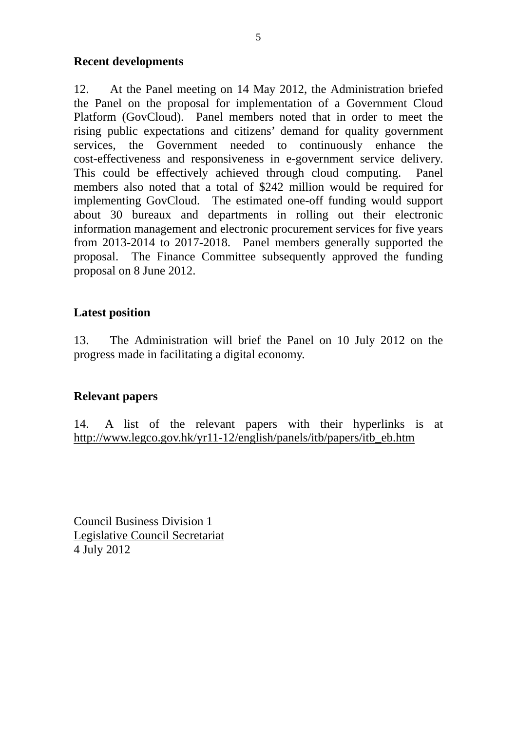**Recent developments**

12. At the Panel meeting on 14 May 2012, the Administration briefed the Panel on the proposal for implementation of a Government Cloud Platform (GovCloud). Panel members noted that in order to meet the rising public expectations and citizens' demand for quality government services, the Government needed to continuously enhance the cost-effectiveness and responsiveness in e-government service delivery. This could be effectively achieved through cloud computing. Panel members also noted that a total of $242 million would be required for implementing GovCloud. The estimated one-off funding would support about 30 bureaux and departments in rolling out their electronic information management and electronic procurement services for five years from 2013-2014 to 2017-2018. Panel members generally supported the proposal. The Finance Committee subsequently approved the funding proposal on 8 June 2012.

**Latest position**

13. The Administration will brief the Panel on 10 July 2012 on the progress made in facilitating a digital economy.

**Relevant papers**

14. A list of the relevant papers with their hyperlinks is at http://www.legco.gov.hk/yr11-12/english/panels/itb/papers/itb_eb.htm

Council Business Division 1
Legislative Council Secretariat
4 July 2012